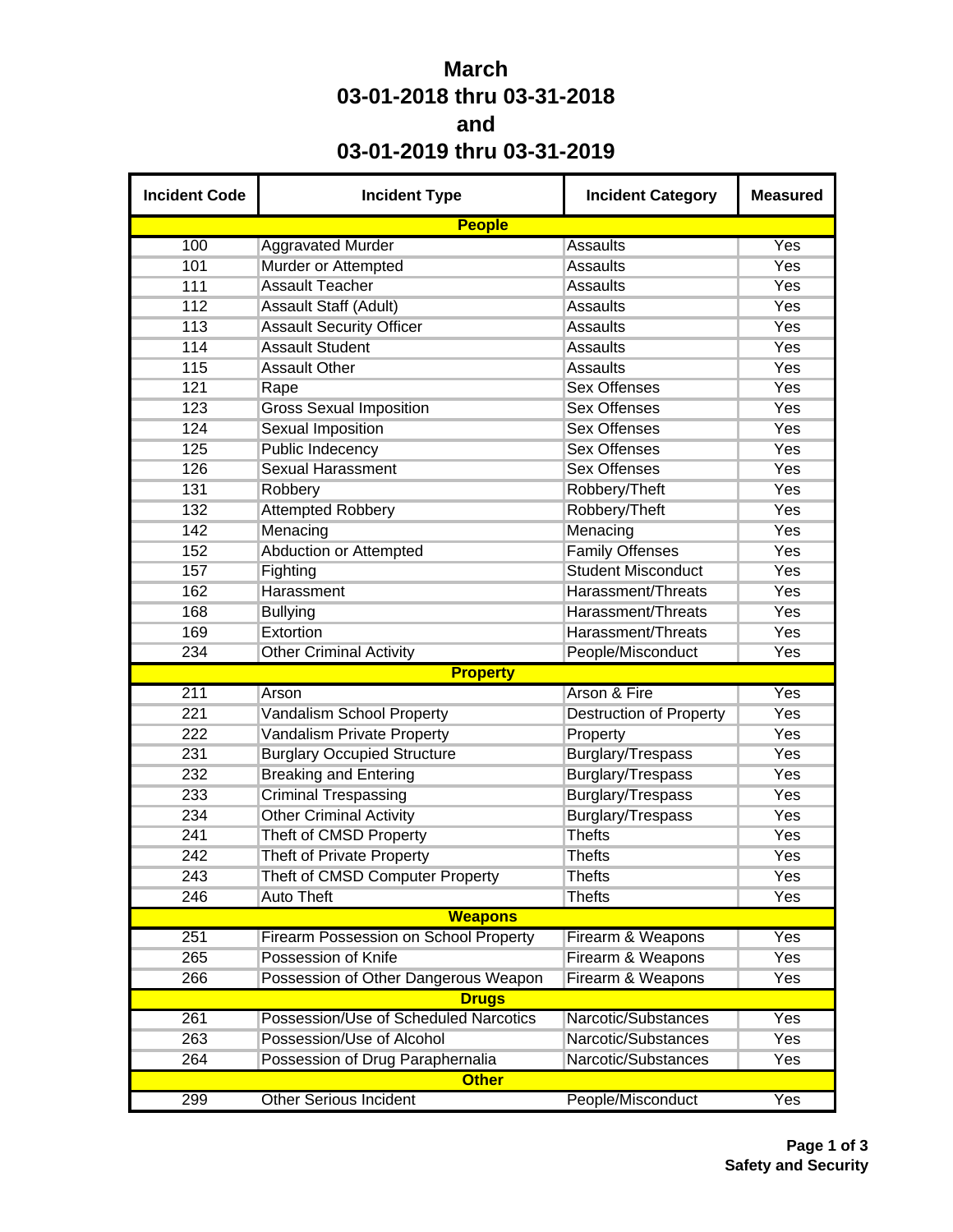# March
# 03-01-2018 thru 03-31-2018
# and
# 03-01-2019 thru 03-31-2019

| Incident Code | Incident Type | Incident Category | Measured |
|---|---|---|---|
| **People** | | | |
| 100 | Aggravated Murder | Assaults | Yes |
| 101 | Murder or Attempted | Assaults | Yes |
| 111 | Assault Teacher | Assaults | Yes |
| 112 | Assault Staff (Adult) | Assaults | Yes |
| 113 | Assault Security Officer | Assaults | Yes |
| 114 | Assault Student | Assaults | Yes |
| 115 | Assault Other | Assaults | Yes |
| 121 | Rape | Sex Offenses | Yes |
| 123 | Gross Sexual Imposition | Sex Offenses | Yes |
| 124 | Sexual Imposition | Sex Offenses | Yes |
| 125 | Public Indecency | Sex Offenses | Yes |
| 126 | Sexual Harassment | Sex Offenses | Yes |
| 131 | Robbery | Robbery/Theft | Yes |
| 132 | Attempted Robbery | Robbery/Theft | Yes |
| 142 | Menacing | Menacing | Yes |
| 152 | Abduction or Attempted | Family Offenses | Yes |
| 157 | Fighting | Student Misconduct | Yes |
| 162 | Harassment | Harassment/Threats | Yes |
| 168 | Bullying | Harassment/Threats | Yes |
| 169 | Extortion | Harassment/Threats | Yes |
| 234 | Other Criminal Activity | People/Misconduct | Yes |
| **Property** | | | |
| 211 | Arson | Arson & Fire | Yes |
| 221 | Vandalism School Property | Destruction of Property | Yes |
| 222 | Vandalism Private Property | Property | Yes |
| 231 | Burglary Occupied Structure | Burglary/Trespass | Yes |
| 232 | Breaking and Entering | Burglary/Trespass | Yes |
| 233 | Criminal Trespassing | Burglary/Trespass | Yes |
| 234 | Other Criminal Activity | Burglary/Trespass | Yes |
| 241 | Theft of CMSD Property | Thefts | Yes |
| 242 | Theft of Private Property | Thefts | Yes |
| 243 | Theft of CMSD Computer Property | Thefts | Yes |
| 246 | Auto Theft | Thefts | Yes |
| **Weapons** | | | |
| 251 | Firearm Possession on School Property | Firearm & Weapons | Yes |
| 265 | Possession of Knife | Firearm & Weapons | Yes |
| 266 | Possession of Other Dangerous Weapon | Firearm & Weapons | Yes |
| **Drugs** | | | |
| 261 | Possession/Use of Scheduled Narcotics | Narcotic/Substances | Yes |
| 263 | Possession/Use of Alcohol | Narcotic/Substances | Yes |
| 264 | Possession of Drug Paraphernalia | Narcotic/Substances | Yes |
| **Other** | | | |
| 299 | Other Serious Incident | People/Misconduct | Yes |

**Safety and Security**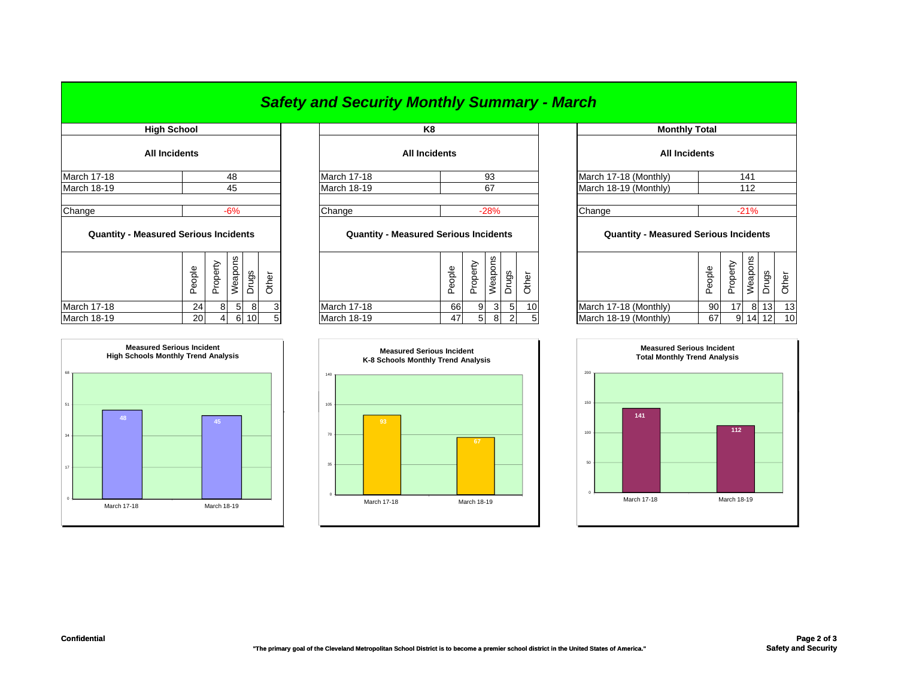# *Safety and Security Monthly Summary - March*

## High School

### All Incidents

| | |
|---|---|
| March 17-18 | 48 |
| March 18-19 | 45 |
| Change | -6% |

### Quantity - Measured Serious Incidents

| | People | Property | Weapons | Drugs | Other |
|---|---|---|---|---|---|
| March 17-18 | 24 | 8 | 5 | 8 | 3 |
| March 18-19 | 20 | 4 | 6 | 10 | 5 |

## K8

### All Incidents

| | |
|---|---|
| March 17-18 | 93 |
| March 18-19 | 67 |
| Change | -28% |

### Quantity - Measured Serious Incidents

| | People | Property | Weapons | Drugs | Other |
|---|---|---|---|---|---|
| March 17-18 | 66 | 9 | 3 | 5 | 10 |
| March 18-19 | 47 | 5 | 8 | 2 | 5 |

## Monthly Total

### All Incidents

| | |
|---|---|
| March 17-18 (Monthly) | 141 |
| March 18-19 (Monthly) | 112 |
| Change | -21% |

### Quantity - Measured Serious Incidents

| | People | Property | Weapons | Drugs | Other |
|---|---|---|---|---|---|
| March 17-18 (Monthly) | 90 | 17 | 8 | 13 | 13 |
| March 18-19 (Monthly) | 67 | 9 | 14 | 12 | 10 |

**Measured Serious Incident High Schools Monthly Trend Analysis**

| | March 17-18 | March 18-19 |
|---|---|---|
| Incidents | 48 | 45 |

**Measured Serious Incident K-8 Schools Monthly Trend Analysis**

| | March 17-18 | March 18-19 |
|---|---|---|
| Incidents | 93 | 67 |

**Measured Serious Incident Total Monthly Trend Analysis**

| | March 17-18 | March 18-19 |
|---|---|---|
| Incidents | 141 | 112 |

**Confidential**

**"The primary goal of the Cleveland Metropolitan School District is to become a premier school district in the United States of America."**

**Safety and Security**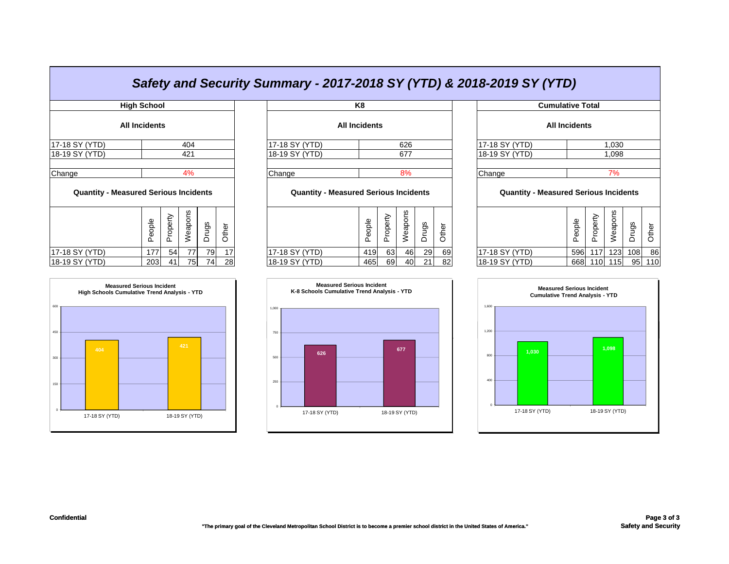# Safety and Security Summary - 2017-2018 SY (YTD) & 2018-2019 SY (YTD)

## High School

**All Incidents**

| | |
|---|---|
| 17-18 SY (YTD) | 404 |
| 18-19 SY (YTD) | 421 |
| Change | 4% |

**Quantity - Measured Serious Incidents**

| | People | Property | Weapons | Drugs | Other |
|---|---|---|---|---|---|
| 17-18 SY (YTD) | 177 | 54 | 77 | 79 | 17 |
| 18-19 SY (YTD) | 203 | 41 | 75 | 74 | 28 |

## K8

**All Incidents**

| | |
|---|---|
| 17-18 SY (YTD) | 626 |
| 18-19 SY (YTD) | 677 |
| Change | 8% |

**Quantity - Measured Serious Incidents**

| | People | Property | Weapons | Drugs | Other |
|---|---|---|---|---|---|
| 17-18 SY (YTD) | 419 | 63 | 46 | 29 | 69 |
| 18-19 SY (YTD) | 465 | 69 | 40 | 21 | 82 |

## Cumulative Total

**All Incidents**

| | |
|---|---|
| 17-18 SY (YTD) | 1,030 |
| 18-19 SY (YTD) | 1,098 |
| Change | 7% |

**Quantity - Measured Serious Incidents**

| | People | Property | Weapons | Drugs | Other |
|---|---|---|---|---|---|
| 17-18 SY (YTD) | 596 | 117 | 123 | 108 | 86 |
| 18-19 SY (YTD) | 668 | 110 | 115 | 95 | 110 |

**Measured Serious Incident**
**High Schools Cumulative Trend Analysis - YTD**

600
450
300
150
0
404
421
17-18 SY (YTD)
18-19 SY (YTD)

**Measured Serious Incident**
**K-8 Schools Cumulative Trend Analysis - YTD**

1,000
750
500
250
0
626
677
17-18 SY (YTD)
18-19 SY (YTD)

**Measured Serious Incident**
**Cumulative Trend Analysis - YTD**

1,600
1,200
800
400
0
1,030
1,098
17-18 SY (YTD)
18-19 SY (YTD)

**Confidential**

**"The primary goal of the Cleveland Metropolitan School District is to become a premier school district in the United States of America."**

**Safety and Security**